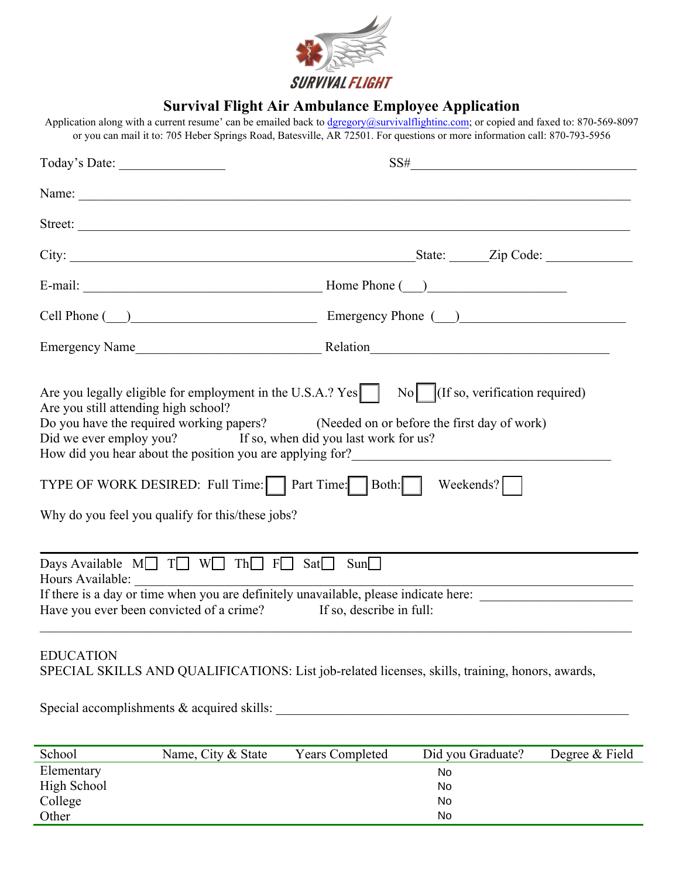SURVIVAL FLIGHT

# Survival Flight Air Ambulance Employee Application

Application along with a current resume' can be emailed back to dgregory@survivalflightinc.com; or copied and faxed to: 870-569-8097 or you can mail it to: 705 Heber Springs Road, Batesville, AR 72501. For questions or more information call: 870-793-5956

Today's Date: ________________ SS#___________________________________

Name: ___________________________________________________________________________

Street: __________________________________________________________________________

City: _____________________________________________State: ______Zip Code: _____________

E-mail: ____________________________________ Home Phone (___)_____________________

Cell Phone (___)___________________________ Emergency Phone (___)________________________

Emergency Name____________________________ Relation_____________________________________

Are you legally eligible for employment in the U.S.A.? Yes ☐ No ☐ (If so, verification required)
Are you still attending high school?
Do you have the required working papers? (Needed on or before the first day of work)
Did we ever employ you? If so, when did you last work for us?
How did you hear about the position you are applying for?_________________________________________

TYPE OF WORK DESIRED: Full Time: ☐ Part Time: ☐ Both: ☐ Weekends? ☐

Why do you feel you qualify for this/these jobs?

---

Days Available M☐ T☐ W☐ Th☐ F☐ Sat☐ Sun☐
Hours Available: ______________________________________________________________________
If there is a day or time when you are definitely unavailable, please indicate here: ______________________
Have you ever been convicted of a crime? If so, describe in full:

_____________________________________________________________________________________

EDUCATION
SPECIAL SKILLS AND QUALIFICATIONS: List job-related licenses, skills, training, honors, awards,

Special accomplishments & acquired skills: _______________________________________________________

| School | Name, City & State | Years Completed | Did you Graduate? | Degree & Field |
|---|---|---|---|---|
| Elementary | | | No | |
| High School | | | No | |
| College | | | No | |
| Other | | | No | |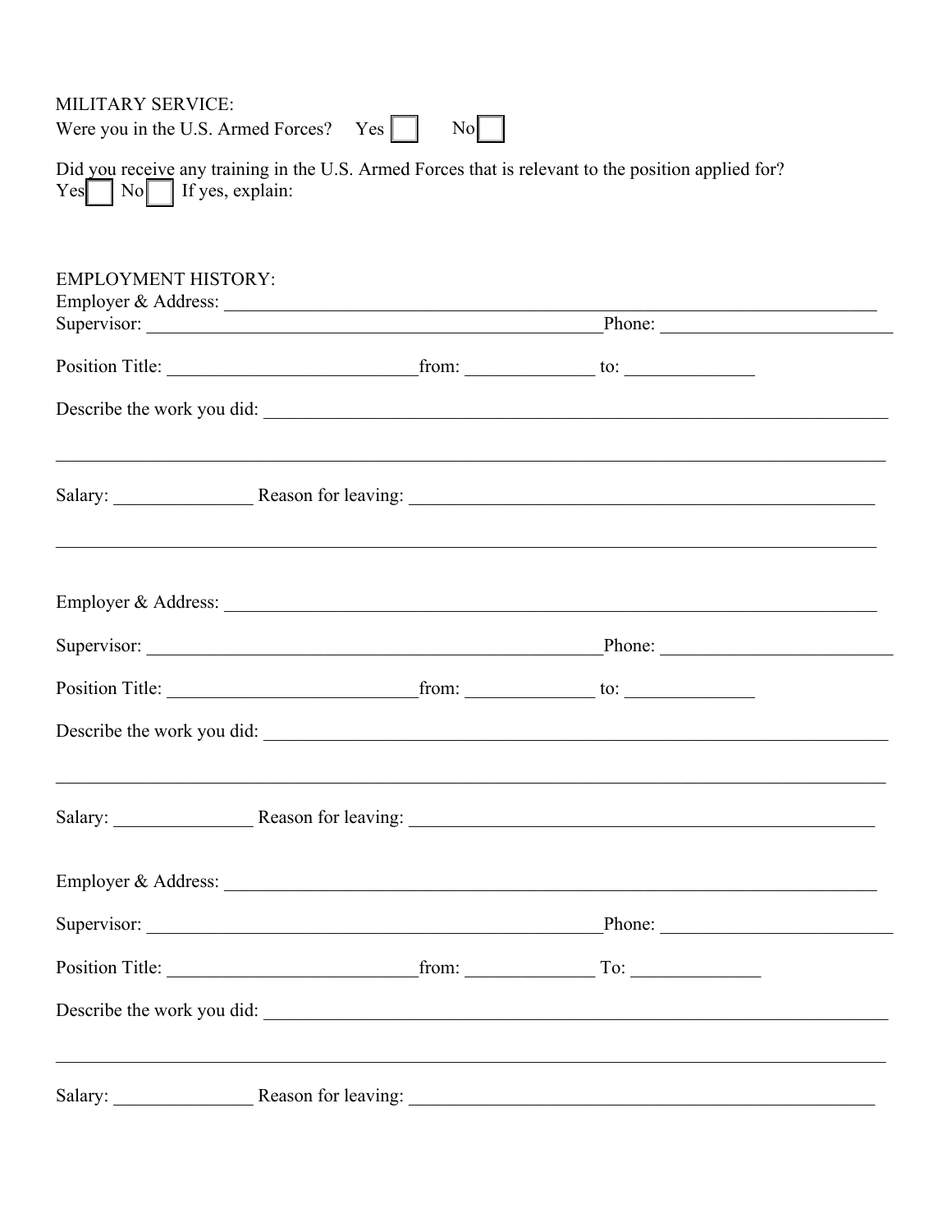MILITARY SERVICE:

Were you in the U.S. Armed Forces? Yes ☐ No ☐

Did you receive any training in the U.S. Armed Forces that is relevant to the position applied for?

Yes ☐ No ☐ If yes, explain:

EMPLOYMENT HISTORY:

Employer & Address: ____________________________________________________________

Supervisor: ____________________________________________ Phone: ____________________

Position Title: ______________________ from: ____________ to: ____________

Describe the work you did: ______________________________________________________

_______________________________________________________________________________

Salary: ____________ Reason for leaving: ________________________________________

_______________________________________________________________________________

Employer & Address: ____________________________________________________________

Supervisor: ____________________________________________ Phone: ____________________

Position Title: ______________________ from: ____________ to: ____________

Describe the work you did: ______________________________________________________

_______________________________________________________________________________

Salary: ____________ Reason for leaving: ________________________________________

Employer & Address: ____________________________________________________________

Supervisor: ____________________________________________ Phone: ____________________

Position Title: ______________________ from: ____________ To: ____________

Describe the work you did: ______________________________________________________

_______________________________________________________________________________

Salary: ____________ Reason for leaving: ________________________________________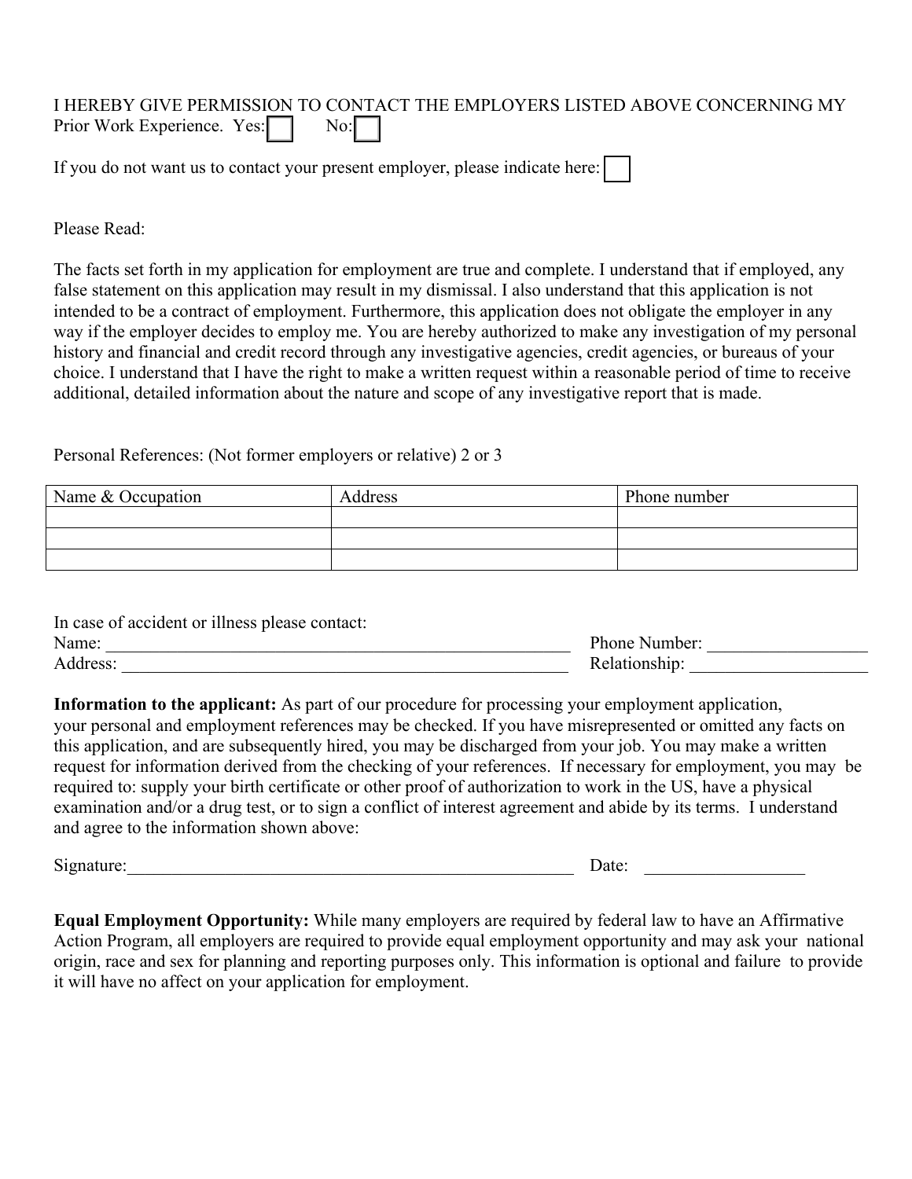I HEREBY GIVE PERMISSION TO CONTACT THE EMPLOYERS LISTED ABOVE CONCERNING MY Prior Work Experience. Yes: ☐ No: ☐

If you do not want us to contact your present employer, please indicate here: ☐

Please Read:

The facts set forth in my application for employment are true and complete. I understand that if employed, any false statement on this application may result in my dismissal. I also understand that this application is not intended to be a contract of employment. Furthermore, this application does not obligate the employer in any way if the employer decides to employ me. You are hereby authorized to make any investigation of my personal history and financial and credit record through any investigative agencies, credit agencies, or bureaus of your choice. I understand that I have the right to make a written request within a reasonable period of time to receive additional, detailed information about the nature and scope of any investigative report that is made.

Personal References: (Not former employers or relative) 2 or 3

| Name & Occupation | Address | Phone number |
|---|---|---|
| | | |
| | | |
| | | |

In case of accident or illness please contact:

Name: ______________________________________________________ Phone Number: __________________

Address: ____________________________________________________ Relationship: ____________________

**Information to the applicant:** As part of our procedure for processing your employment application, your personal and employment references may be checked. If you have misrepresented or omitted any facts on this application, and are subsequently hired, you may be discharged from your job. You may make a written request for information derived from the checking of your references. If necessary for employment, you may be required to: supply your birth certificate or other proof of authorization to work in the US, have a physical examination and/or a drug test, or to sign a conflict of interest agreement and abide by its terms. I understand and agree to the information shown above:

Signature:____________________________________________________ Date: __________________

**Equal Employment Opportunity:** While many employers are required by federal law to have an Affirmative Action Program, all employers are required to provide equal employment opportunity and may ask your national origin, race and sex for planning and reporting purposes only. This information is optional and failure to provide it will have no affect on your application for employment.